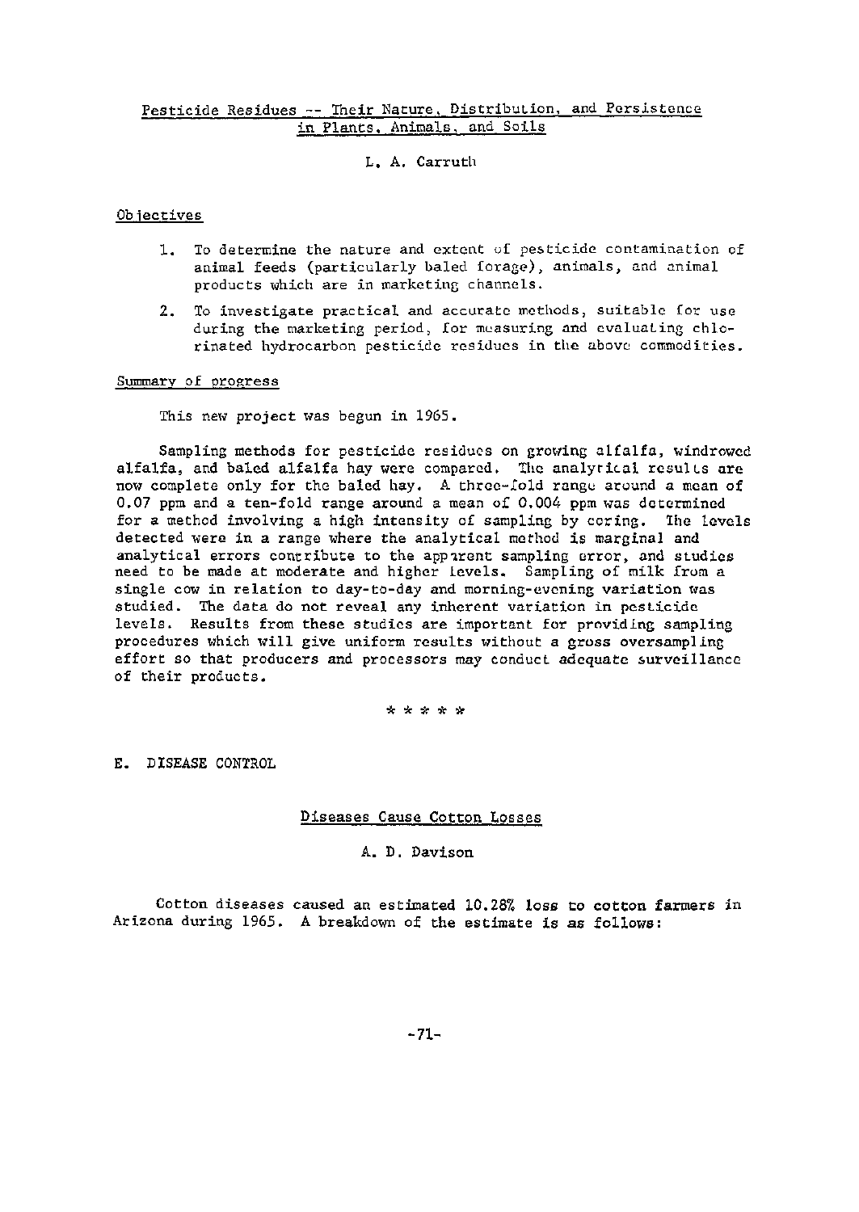## Pesticide Residues -- Their Nature, Distribution, and Persistence in Plants, Animals, and Soils

L. A. Carruth

### Objectives

1. To determine the nature and extent of pesticide contamination of animal feeds (particularly baled forage), animals, and animal products which are in marketing channels.
2. To investigate practical and accurate methods, suitable for use during the marketing period, for measuring and evaluating chlorinated hydrocarbon pesticide residues in the above commodities.

### Summary of progress

This new project was begun in 1965.

Sampling methods for pesticide residues on growing alfalfa, windrowed alfalfa, and baled alfalfa hay were compared. The analytical results are now complete only for the baled hay. A three-fold range around a mean of 0.07 ppm and a ten-fold range around a mean of 0.004 ppm was determined for a method involving a high intensity of sampling by coring. The levels detected were in a range where the analytical method is marginal and analytical errors contribute to the apparent sampling error, and studies need to be made at moderate and higher levels. Sampling of milk from a single cow in relation to day-to-day and morning-evening variation was studied. The data do not reveal any inherent variation in pesticide levels. Results from these studies are important for providing sampling procedures which will give uniform results without a gross oversampling effort so that producers and processors may conduct adequate surveillance of their products.

\* \* \* \* \*

## E. DISEASE CONTROL

### Diseases Cause Cotton Losses

A. D. Davison

Cotton diseases caused an estimated 10.28% loss to cotton farmers in Arizona during 1965. A breakdown of the estimate is as follows: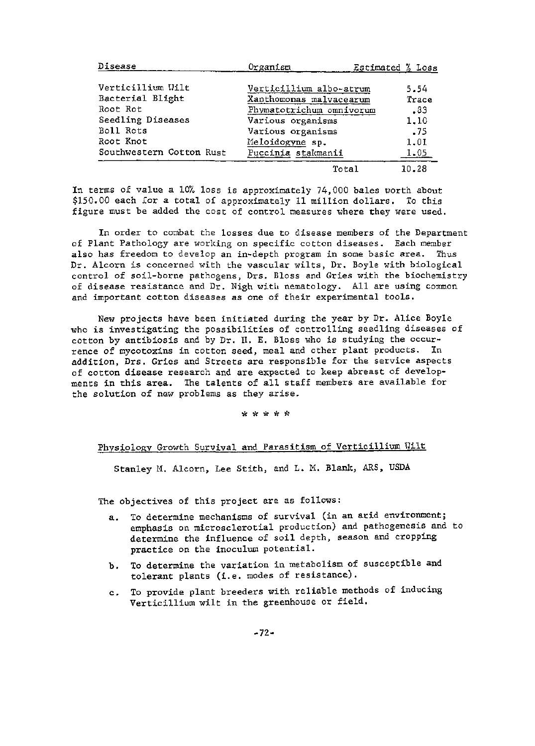| Disease | Organism | Estimated % Loss |
|---|---|---|
| Verticillium Wilt | *Verticillium albo-atrum* | 5.54 |
| Bacterial Blight | *Xanthomonas malvacearum* | Trace |
| Root Rot | *Phymatotrichum omnivorum* | .83 |
| Seedling Diseases | Various organisms | 1.10 |
| Boll Rots | Various organisms | .75 |
| Root Knot | *Meloidogyne* sp. | 1.01 |
| Southwestern Cotton Rust | *Puccinia stakmanii* | 1.05 |
| | Total | 10.28 |

In terms of value a 10% loss is approximately 74,000 bales worth about $150.00 each for a total of approximately 11 million dollars. To this figure must be added the cost of control measures where they were used.

In order to combat the losses due to disease members of the Department of Plant Pathology are working on specific cotton diseases. Each member also has freedom to develop an in-depth program in some basic area. Thus Dr. Alcorn is concerned with the vascular wilts, Dr. Boyle with biological control of soil-borne pathogens, Drs. Bloss and Gries with the biochemistry of disease resistance and Dr. Nigh with nematology. All are using common and important cotton diseases as one of their experimental tools.

New projects have been initiated during the year by Dr. Alice Boyle who is investigating the possibilities of controlling seedling diseases of cotton by antibiosis and by Dr. H. E. Bloss who is studying the occurrence of mycotoxins in cotton seed, meal and other plant products. In addition, Drs. Gries and Streets are responsible for the service aspects of cotton disease research and are expected to keep abreast of developments in this area. The talents of all staff members are available for the solution of new problems as they arise.

\* \* \* \* \*

## Physiology Growth Survival and Parasitism of Verticillium Wilt

Stanley M. Alcorn, Lee Stith, and L. M. Blank, ARS, USDA

The objectives of this project are as follows:

a. To determine mechanisms of survival (in an arid environment; emphasis on microsclerotial production) and pathogenesis and to determine the influence of soil depth, season and cropping practice on the inoculum potential.

b. To determine the variation in metabolism of susceptible and tolerant plants (i.e. modes of resistance).

c. To provide plant breeders with reliable methods of inducing Verticillium wilt in the greenhouse or field.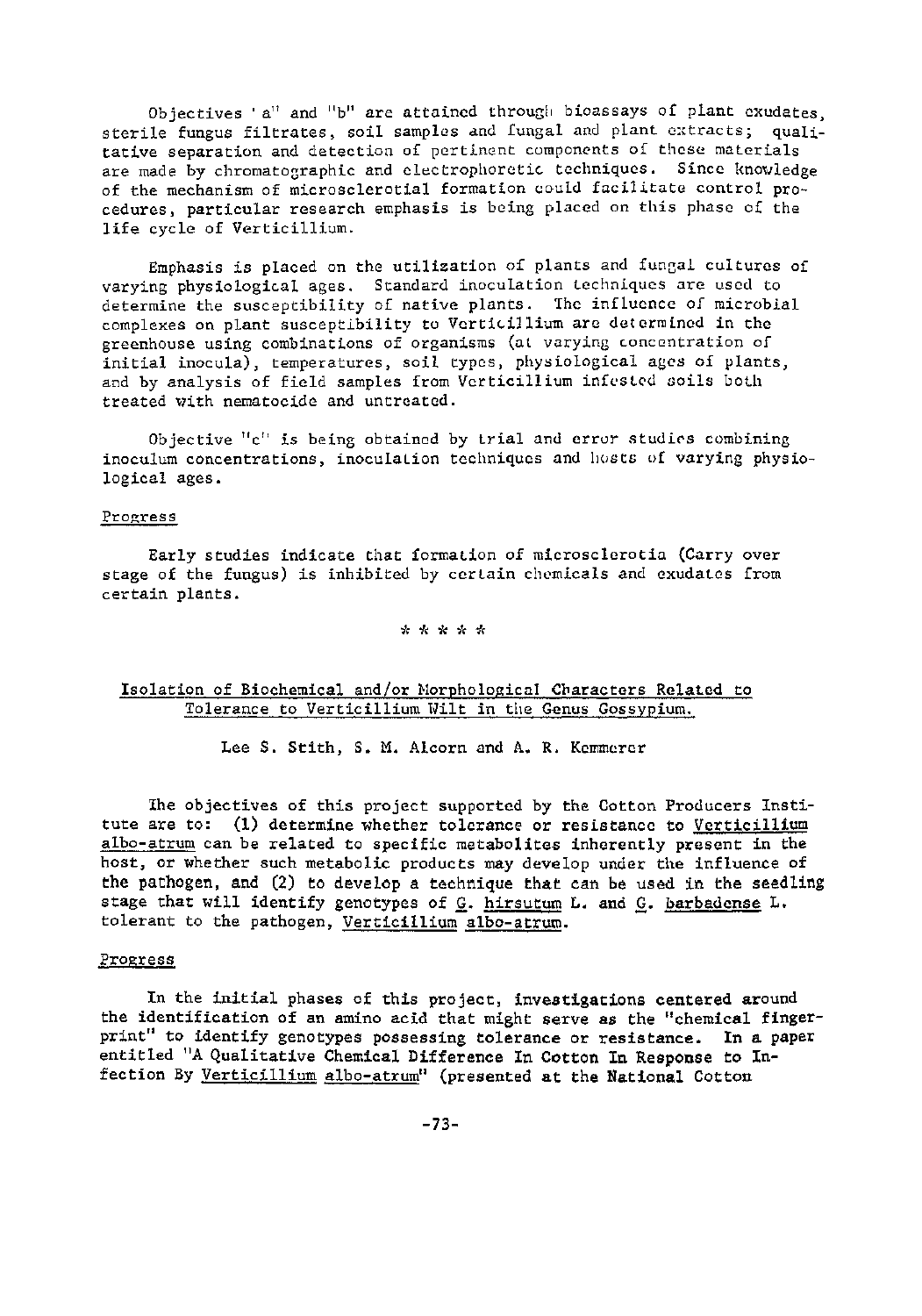Objectives "a" and "b" are attained through bioassays of plant exudates, sterile fungus filtrates, soil samples and fungal and plant extracts; qualitative separation and detection of pertinent components of these materials are made by chromatographic and electrophoretic techniques. Since knowledge of the mechanism of microsclerotial formation could facilitate control procedures, particular research emphasis is being placed on this phase of the life cycle of Verticillium.

Emphasis is placed on the utilization of plants and fungal cultures of varying physiological ages. Standard inoculation techniques are used to determine the susceptibility of native plants. The influence of microbial complexes on plant susceptibility to Verticillium are determined in the greenhouse using combinations of organisms (at varying concentration of initial inocula), temperatures, soil types, physiological ages of plants, and by analysis of field samples from Verticillium infested soils both treated with nematocide and untreated.

Objective "c" is being obtained by trial and error studies combining inoculum concentrations, inoculation techniques and hosts of varying physiological ages.

Progress

Early studies indicate that formation of microsclerotia (Carry over stage of the fungus) is inhibited by certain chemicals and exudates from certain plants.

\* \* \* \* \*

## Isolation of Biochemical and/or Morphological Characters Related to Tolerance to Verticillium Wilt in the Genus Gossypium.

Lee S. Stith, S. M. Alcorn and A. R. Kemmerer

The objectives of this project supported by the Cotton Producers Institute are to: (1) determine whether tolerance or resistance to *Verticillium albo-atrum* can be related to specific metabolites inherently present in the host, or whether such metabolic products may develop under the influence of the pathogen, and (2) to develop a technique that can be used in the seedling stage that will identify genotypes of *G. hirsutum* L. and *G. barbadense* L. tolerant to the pathogen, *Verticillium albo-atrum*.

Progress

In the initial phases of this project, investigations centered around the identification of an amino acid that might serve as the "chemical fingerprint" to identify genotypes possessing tolerance or resistance. In a paper entitled "A Qualitative Chemical Difference In Cotton In Response to Infection By *Verticillium albo-atrum*" (presented at the National Cotton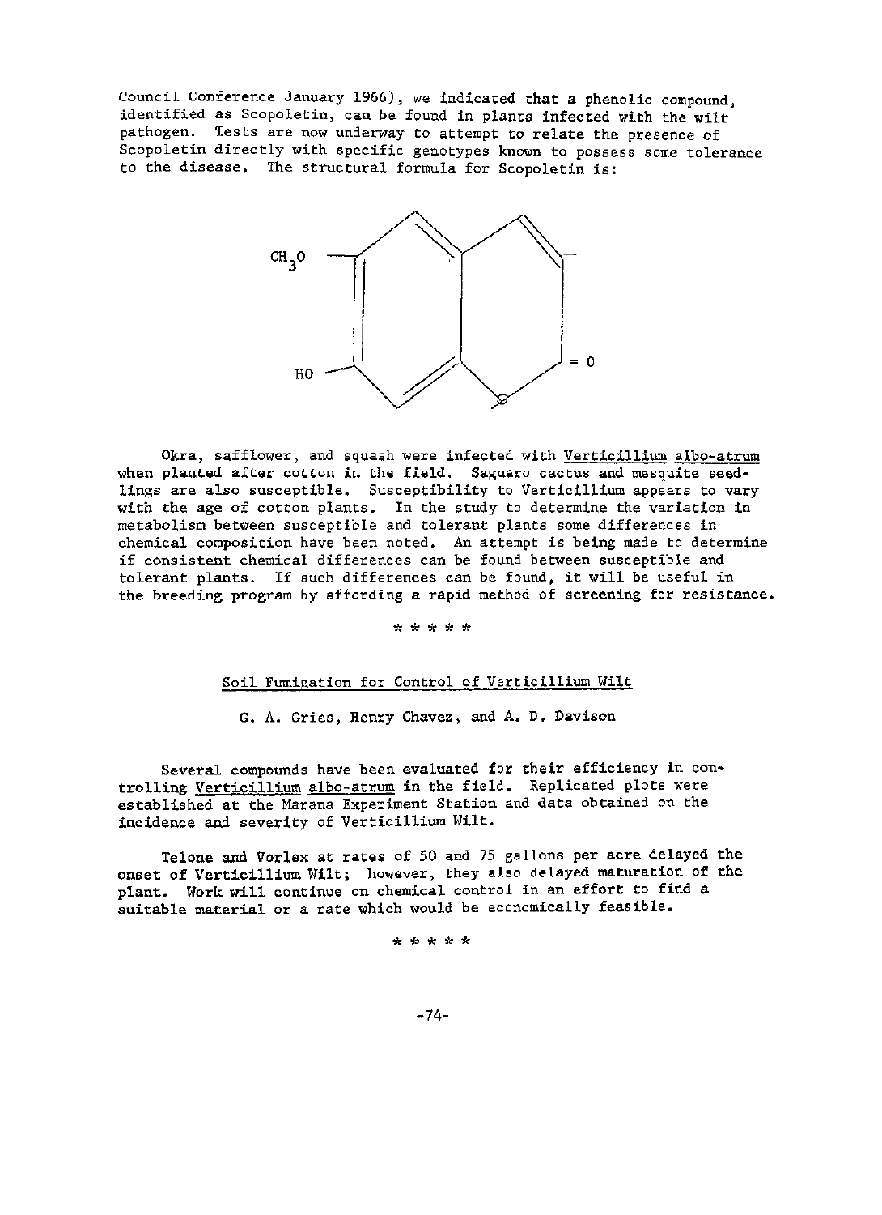Council Conference January 1966), we indicated that a phenolic compound, identified as Scopoletin, can be found in plants infected with the wilt pathogen. Tests are now underway to attempt to relate the presence of Scopoletin directly with specific genotypes known to possess some tolerance to the disease. The structural formula for Scopoletin is:

Okra, safflower, and squash were infected with *Verticillium albo-atrum* when planted after cotton in the field. Saguaro cactus and mesquite seedlings are also susceptible. Susceptibility to Verticillium appears to vary with the age of cotton plants. In the study to determine the variation in metabolism between susceptible and tolerant plants some differences in chemical composition have been noted. An attempt is being made to determine if consistent chemical differences can be found between susceptible and tolerant plants. If such differences can be found, it will be useful in the breeding program by affording a rapid method of screening for resistance.

\* \* \* \* \*

## Soil Fumigation for Control of Verticillium Wilt

G. A. Gries, Henry Chavez, and A. D. Davison

Several compounds have been evaluated for their efficiency in controlling *Verticillium albo-atrum* in the field. Replicated plots were established at the Marana Experiment Station and data obtained on the incidence and severity of Verticillium Wilt.

Telone and Vorlex at rates of 50 and 75 gallons per acre delayed the onset of Verticillium Wilt; however, they also delayed maturation of the plant. Work will continue on chemical control in an effort to find a suitable material or a rate which would be economically feasible.

\* \* \* \* \*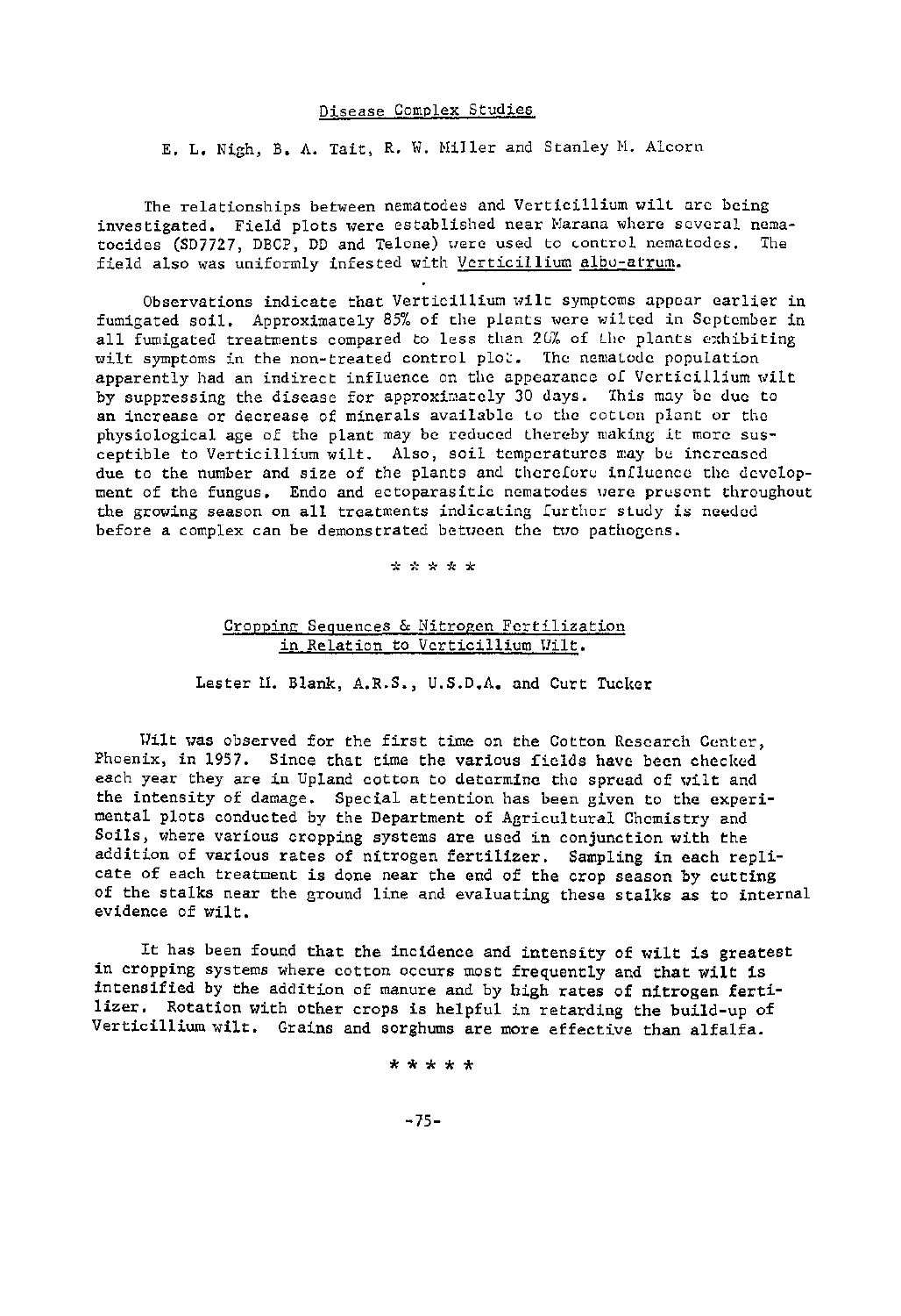## Disease Complex Studies

E. L. Nigh, B. A. Tait, R. W. Miller and Stanley M. Alcorn

The relationships between nematodes and Verticillium wilt are being investigated. Field plots were established near Marana where several nematocides (SD7727, DBCP, DD and Telone) were used to control nematodes. The field also was uniformly infested with *Verticillium albo-atrum*.

Observations indicate that Verticillium wilt symptoms appear earlier in fumigated soil. Approximately 85% of the plants were wilted in September in all fumigated treatments compared to less than 20% of the plants exhibiting wilt symptoms in the non-treated control plot. The nematode population apparently had an indirect influence on the appearance of Verticillium wilt by suppressing the disease for approximately 30 days. This may be due to an increase or decrease of minerals available to the cotton plant or the physiological age of the plant may be reduced thereby making it more susceptible to Verticillium wilt. Also, soil temperatures may be increased due to the number and size of the plants and therefore influence the development of the fungus. Endo and ectoparasitic nematodes were present throughout the growing season on all treatments indicating further study is needed before a complex can be demonstrated between the two pathogens.

\* \* \* \* \*

## Cropping Sequences & Nitrogen Fertilization in Relation to Verticillium Wilt.

Lester M. Blank, A.R.S., U.S.D.A. and Curt Tucker

Wilt was observed for the first time on the Cotton Research Center, Phoenix, in 1957. Since that time the various fields have been checked each year they are in Upland cotton to determine the spread of wilt and the intensity of damage. Special attention has been given to the experimental plots conducted by the Department of Agricultural Chemistry and Soils, where various cropping systems are used in conjunction with the addition of various rates of nitrogen fertilizer. Sampling in each replicate of each treatment is done near the end of the crop season by cutting of the stalks near the ground line and evaluating these stalks as to internal evidence of wilt.

It has been found that the incidence and intensity of wilt is greatest in cropping systems where cotton occurs most frequently and that wilt is intensified by the addition of manure and by high rates of nitrogen fertilizer. Rotation with other crops is helpful in retarding the build-up of Verticillium wilt. Grains and sorghums are more effective than alfalfa.

\* \* \* \* \*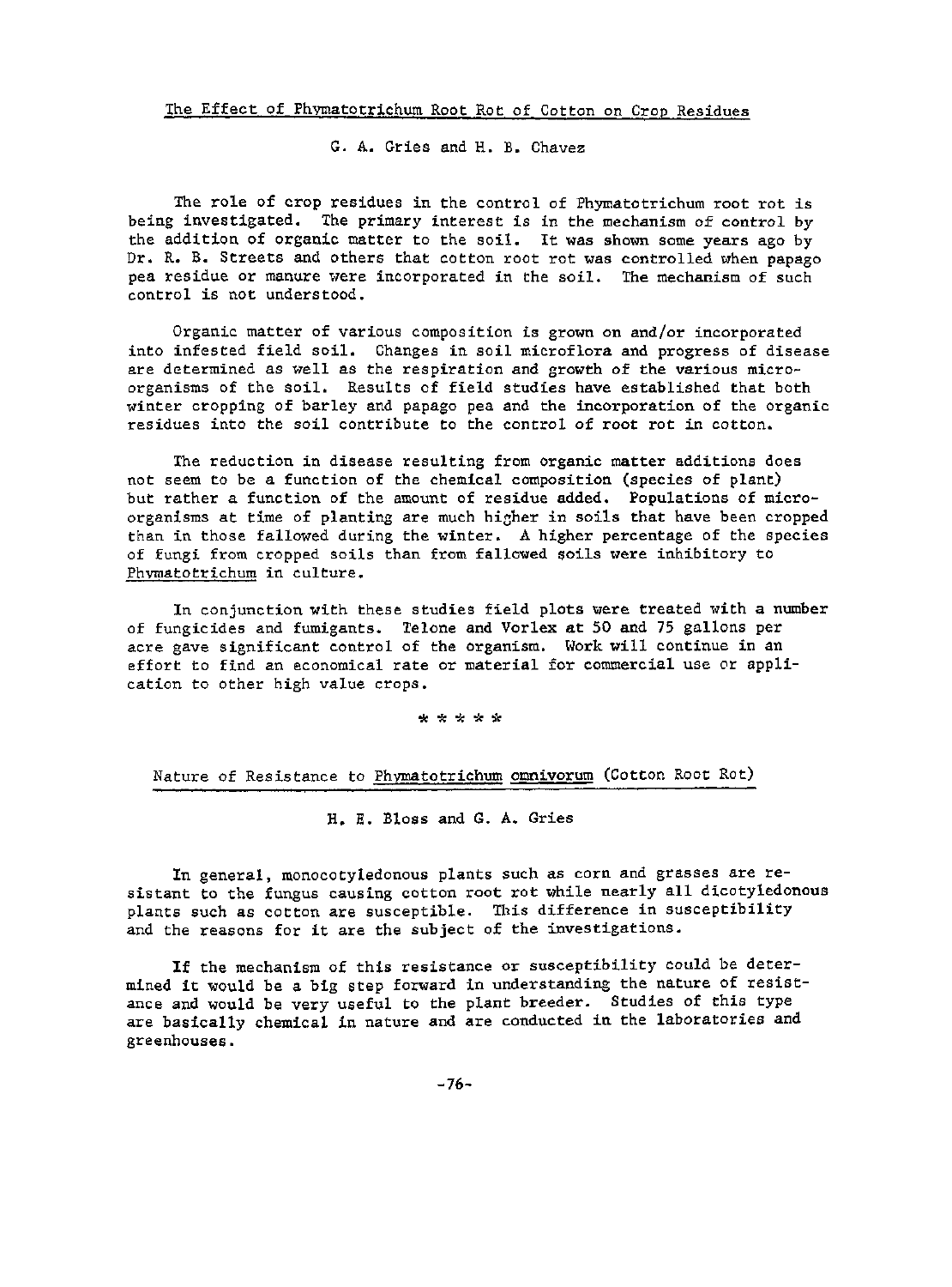## The Effect of Phymatotrichum Root Rot of Cotton on Crop Residues

G. A. Gries and H. B. Chavez

The role of crop residues in the control of Phymatotrichum root rot is being investigated. The primary interest is in the mechanism of control by the addition of organic matter to the soil. It was shown some years ago by Dr. R. B. Streets and others that cotton root rot was controlled when papago pea residue or manure were incorporated in the soil. The mechanism of such control is not understood.

Organic matter of various composition is grown on and/or incorporated into infested field soil. Changes in soil microflora and progress of disease are determined as well as the respiration and growth of the various microorganisms of the soil. Results of field studies have established that both winter cropping of barley and papago pea and the incorporation of the organic residues into the soil contribute to the control of root rot in cotton.

The reduction in disease resulting from organic matter additions does not seem to be a function of the chemical composition (species of plant) but rather a function of the amount of residue added. Populations of microorganisms at time of planting are much higher in soils that have been cropped than in those fallowed during the winter. A higher percentage of the species of fungi from cropped soils than from fallowed soils were inhibitory to *Phymatotrichum* in culture.

In conjunction with these studies field plots were treated with a number of fungicides and fumigants. Telone and Vorlex at 50 and 75 gallons per acre gave significant control of the organism. Work will continue in an effort to find an economical rate or material for commercial use or application to other high value crops.

\* \* \* \* \*

## Nature of Resistance to *Phymatotrichum omnivorum* (Cotton Root Rot)

H. E. Bloss and G. A. Gries

In general, monocotyledonous plants such as corn and grasses are resistant to the fungus causing cotton root rot while nearly all dicotyledonous plants such as cotton are susceptible. This difference in susceptibility and the reasons for it are the subject of the investigations.

If the mechanism of this resistance or susceptibility could be determined it would be a big step forward in understanding the nature of resistance and would be very useful to the plant breeder. Studies of this type are basically chemical in nature and are conducted in the laboratories and greenhouses.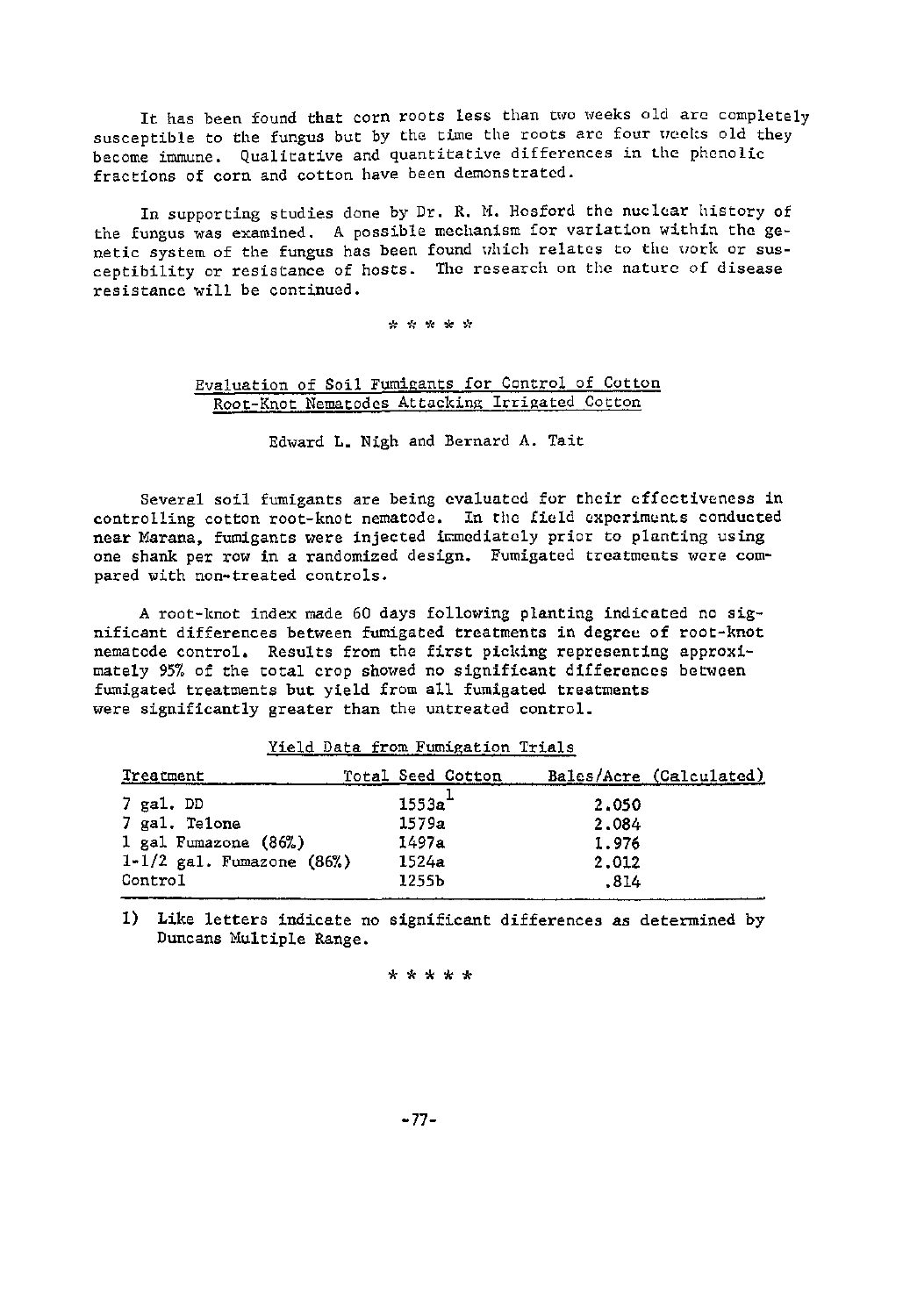It has been found that corn roots less than two weeks old are completely susceptible to the fungus but by the time the roots are four weeks old they become immune. Qualitative and quantitative differences in the phenolic fractions of corn and cotton have been demonstrated.

In supporting studies done by Dr. R. M. Hosford the nuclear history of the fungus was examined. A possible mechanism for variation within the genetic system of the fungus has been found which relates to the work or susceptibility or resistance of hosts. The research on the nature of disease resistance will be continued.

\* \* \* \* \*

## Evaluation of Soil Fumigants for Control of Cotton Root-Knot Nematodes Attacking Irrigated Cotton

Edward L. Nigh and Bernard A. Tait

Several soil fumigants are being evaluated for their effectiveness in controlling cotton root-knot nematode. In the field experiments conducted near Marana, fumigants were injected immediately prior to planting using one shank per row in a randomized design. Fumigated treatments were compared with non-treated controls.

A root-knot index made 60 days following planting indicated no significant differences between fumigated treatments in degree of root-knot nematode control. Results from the first picking representing approximately 95% of the total crop showed no significant differences between fumigated treatments but yield from all fumigated treatments were significantly greater than the untreated control.

Yield Data from Fumigation Trials

| Treatment | Total Seed Cotton | Bales/Acre (Calculated) |
|---|---|---|
| 7 gal. DD | 1553a[1] | 2.050 |
| 7 gal. Telone | 1579a | 2.084 |
| 1 gal Fumazone (86%) | 1497a | 1.976 |
| 1-1/2 gal. Fumazone (86%) | 1524a | 2.012 |
| Control | 1255b | .814 |

1) Like letters indicate no significant differences as determined by Duncans Multiple Range.

\* \* \* \* \*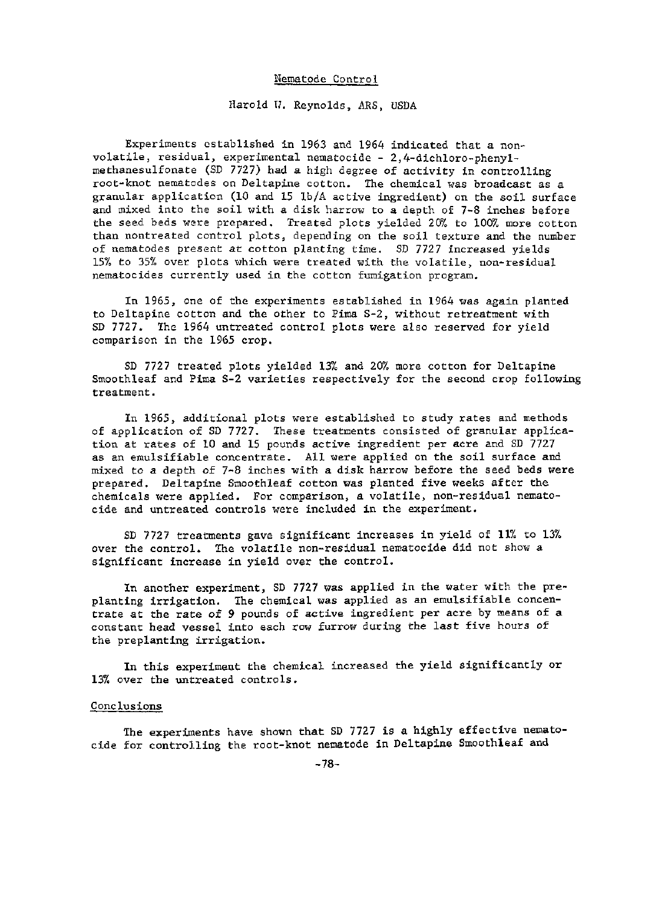## Nematode Control

Harold W. Reynolds, ARS, USDA

Experiments established in 1963 and 1964 indicated that a non-volatile, residual, experimental nematocide - 2,4-dichloro-phenyl-methanesulfonate (SD 7727) had a high degree of activity in controlling root-knot nematodes on Deltapine cotton. The chemical was broadcast as a granular application (10 and 15 lb/A active ingredient) on the soil surface and mixed into the soil with a disk harrow to a depth of 7-8 inches before the seed beds were prepared. Treated plots yielded 20% to 100% more cotton than nontreated control plots, depending on the soil texture and the number of nematodes present at cotton planting time. SD 7727 increased yields 15% to 35% over plots which were treated with the volatile, non-residual nematocides currently used in the cotton fumigation program.

In 1965, one of the experiments established in 1964 was again planted to Deltapine cotton and the other to Pima S-2, without retreatment with SD 7727. The 1964 untreated control plots were also reserved for yield comparison in the 1965 crop.

SD 7727 treated plots yielded 13% and 20% more cotton for Deltapine Smoothleaf and Pima S-2 varieties respectively for the second crop following treatment.

In 1965, additional plots were established to study rates and methods of application of SD 7727. These treatments consisted of granular application at rates of 10 and 15 pounds active ingredient per acre and SD 7727 as an emulsifiable concentrate. All were applied on the soil surface and mixed to a depth of 7-8 inches with a disk harrow before the seed beds were prepared. Deltapine Smoothleaf cotton was planted five weeks after the chemicals were applied. For comparison, a volatile, non-residual nematocide and untreated controls were included in the experiment.

SD 7727 treatments gave significant increases in yield of 11% to 13% over the control. The volatile non-residual nematocide did not show a significant increase in yield over the control.

In another experiment, SD 7727 was applied in the water with the preplanting irrigation. The chemical was applied as an emulsifiable concentrate at the rate of 9 pounds of active ingredient per acre by means of a constant head vessel into each row furrow during the last five hours of the preplanting irrigation.

In this experiment the chemical increased the yield significantly or 13% over the untreated controls.

### Conclusions

The experiments have shown that SD 7727 is a highly effective nematocide for controlling the root-knot nematode in Deltapine Smoothleaf and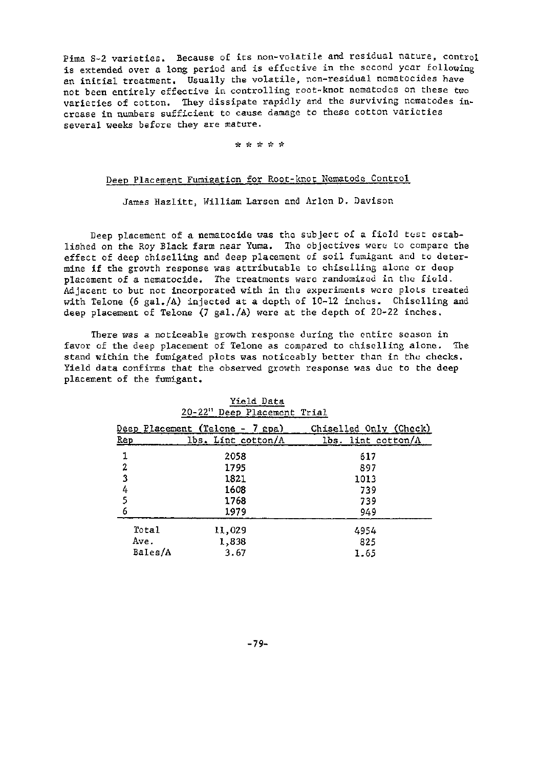Pima S-2 varieties. Because of its non-volatile and residual nature, control is extended over a long period and is effective in the second year following an initial treatment. Usually the volatile, non-residual nematocides have not been entirely effective in controlling root-knot nematodes on these two varieties of cotton. They dissipate rapidly and the surviving nematodes increase in numbers sufficient to cause damage to these cotton varieties several weeks before they are mature.

\* \* \* \* \*

## Deep Placement Fumigation for Root-knot Nematode Control

James Hazlitt, William Larsen and Arlen D. Davison

Deep placement of a nematocide was the subject of a field test established on the Roy Black farm near Yuma. The objectives were to compare the effect of deep chiselling and deep placement of soil fumigant and to determine if the growth response was attributable to chiselling alone or deep placement of a nematocide. The treatments were randomized in the field. Adjacent to but not incorporated with in the experiments were plots treated with Telone (6 gal./A) injected at a depth of 10-12 inches. Chiselling and deep placement of Telone (7 gal./A) were at the depth of 20-22 inches.

There was a noticeable growth response during the entire season in favor of the deep placement of Telone as compared to chiselling alone. The stand within the fumigated plots was noticeably better than in the checks. Yield data confirms that the observed growth response was due to the deep placement of the fumigant.

Yield Data
20-22" Deep Placement Trial

| Rep | Deep Placement (Telone - 7 gpa) lbs. Lint cotton/A | Chiselled Only (Check) lbs. lint cotton/A |
|---|---|---|
| 1 | 2058 | 617 |
| 2 | 1795 | 897 |
| 3 | 1821 | 1013 |
| 4 | 1608 | 739 |
| 5 | 1768 | 739 |
| 6 | 1979 | 949 |
| Total | 11,029 | 4954 |
| Ave. | 1,838 | 825 |
| Bales/A | 3.67 | 1.65 |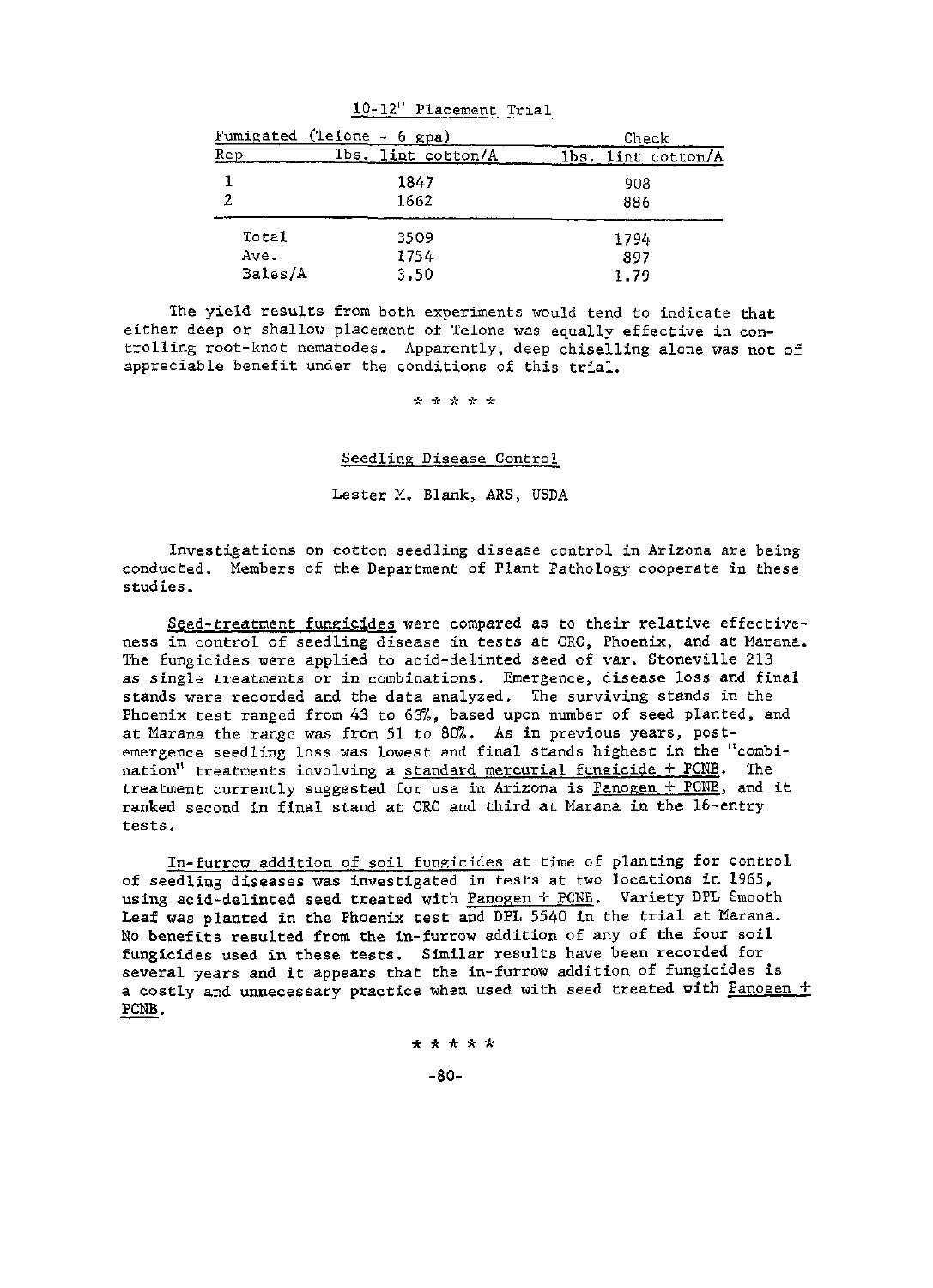10-12" Placement Trial

| Fumigated (Telone - 6 gpa) | | Check |
|---|---|---|
| Rep | lbs. lint cotton/A | lbs. lint cotton/A |
| 1 | 1847 | 908 |
| 2 | 1662 | 886 |
| Total | 3509 | 1794 |
| Ave. | 1754 | 897 |
| Bales/A | 3.50 | 1.79 |

The yield results from both experiments would tend to indicate that either deep or shallow placement of Telone was equally effective in controlling root-knot nematodes. Apparently, deep chiselling alone was not of appreciable benefit under the conditions of this trial.

\* \* \* \* \*

## Seedling Disease Control

Lester M. Blank, ARS, USDA

Investigations on cotton seedling disease control in Arizona are being conducted. Members of the Department of Plant Pathology cooperate in these studies.

Seed-treatment fungicides were compared as to their relative effectiveness in control of seedling disease in tests at CRC, Phoenix, and at Marana. The fungicides were applied to acid-delinted seed of var. Stoneville 213 as single treatments or in combinations. Emergence, disease loss and final stands were recorded and the data analyzed. The surviving stands in the Phoenix test ranged from 43 to 63%, based upon number of seed planted, and at Marana the range was from 51 to 80%. As in previous years, post-emergence seedling loss was lowest and final stands highest in the "combination" treatments involving a standard mercurial fungicide + PCNB. The treatment currently suggested for use in Arizona is Panogen + PCNB, and it ranked second in final stand at CRC and third at Marana in the 16-entry tests.

In-furrow addition of soil fungicides at time of planting for control of seedling diseases was investigated in tests at two locations in 1965, using acid-delinted seed treated with Panogen + PCNB. Variety DPL Smooth Leaf was planted in the Phoenix test and DPL 5540 in the trial at Marana. No benefits resulted from the in-furrow addition of any of the four soil fungicides used in these tests. Similar results have been recorded for several years and it appears that the in-furrow addition of fungicides is a costly and unnecessary practice when used with seed treated with Panogen + PCNB.

\* \* \* \* \*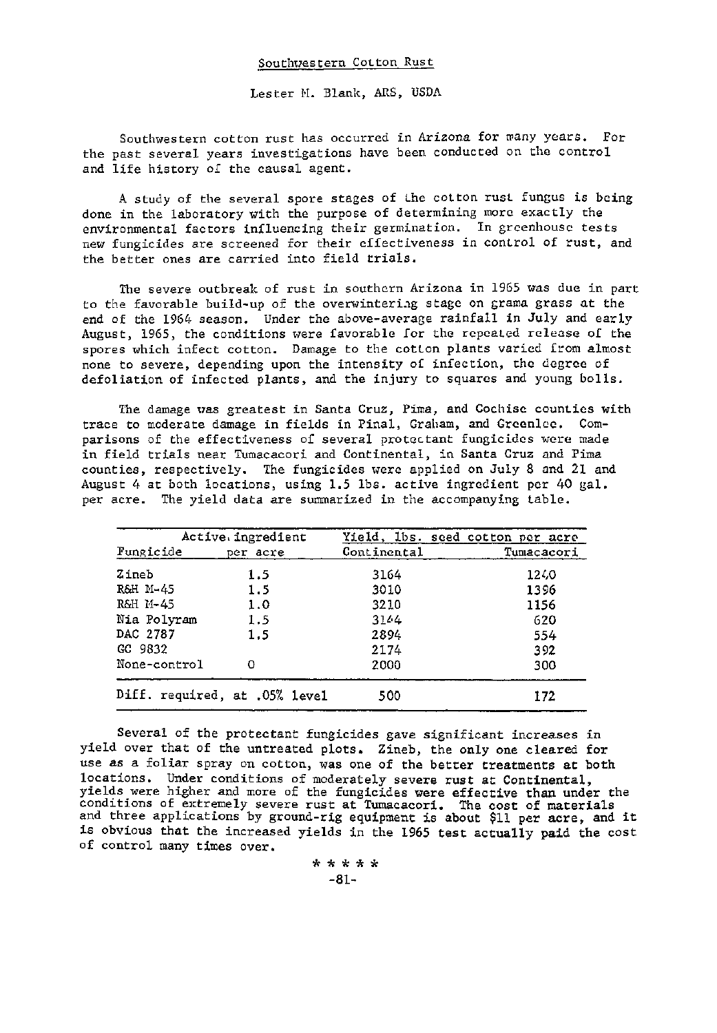## Southwestern Cotton Rust

Lester M. Blank, ARS, USDA

Southwestern cotton rust has occurred in Arizona for many years. For the past several years investigations have been conducted on the control and life history of the causal agent.

A study of the several spore stages of the cotton rust fungus is being done in the laboratory with the purpose of determining more exactly the environmental factors influencing their germination. In greenhouse tests new fungicides are screened for their effectiveness in control of rust, and the better ones are carried into field trials.

The severe outbreak of rust in southern Arizona in 1965 was due in part to the favorable build-up of the overwintering stage on grama grass at the end of the 1964 season. Under the above-average rainfall in July and early August, 1965, the conditions were favorable for the repeated release of the spores which infect cotton. Damage to the cotton plants varied from almost none to severe, depending upon the intensity of infection, the degree of defoliation of infected plants, and the injury to squares and young bolls.

The damage was greatest in Santa Cruz, Pima, and Cochise counties with trace to moderate damage in fields in Pinal, Graham, and Greenlee. Comparisons of the effectiveness of several protectant fungicides were made in field trials near Tumacacori and Continental, in Santa Cruz and Pima counties, respectively. The fungicides were applied on July 8 and 21 and August 4 at both locations, using 1.5 lbs. active ingredient per 40 gal. per acre. The yield data are summarized in the accompanying table.

| Fungicide | Active ingredient per acre | Yield, lbs. seed cotton per acre: Continental | Tumacacori |
|---|---|---|---|
| Zineb | 1.5 | 3164 | 1240 |
| R&H M-45 | 1.5 | 3010 | 1396 |
| R&H M-45 | 1.0 | 3210 | 1156 |
| Nia Polyram | 1.5 | 3144 | 620 |
| DAC 2787 | 1.5 | 2894 | 554 |
| GC 9832 | | 2174 | 392 |
| None-control | 0 | 2000 | 300 |
| Diff. required, at .05% level | | 500 | 172 |

Several of the protectant fungicides gave significant increases in yield over that of the untreated plots. Zineb, the only one cleared for use as a foliar spray on cotton, was one of the better treatments at both locations. Under conditions of moderately severe rust at Continental, yields were higher and more of the fungicides were effective than under the conditions of extremely severe rust at Tumacacori. The cost of materials and three applications by ground-rig equipment is about $11 per acre, and it is obvious that the increased yields in the 1965 test actually paid the cost of control many times over.

\* \* \* \* \*